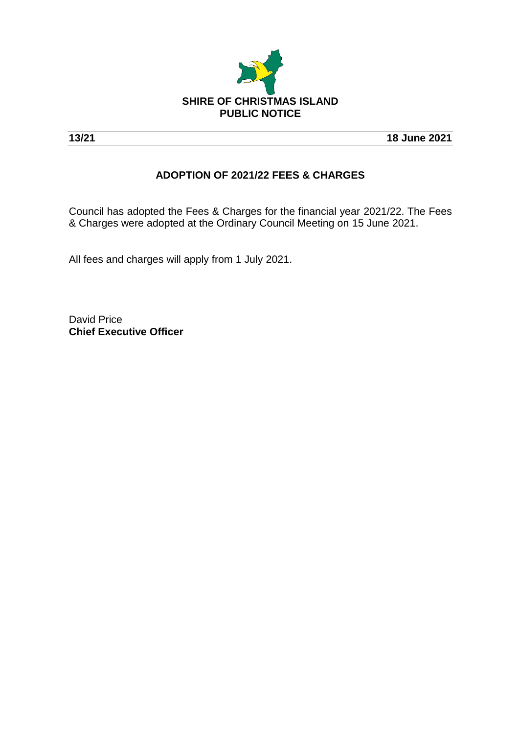**SHIRE OF CHRISTMAS ISLAND**
**PUBLIC NOTICE**

**13/21** **18 June 2021**

## ADOPTION OF 2021/22 FEES & CHARGES

Council has adopted the Fees & Charges for the financial year 2021/22. The Fees & Charges were adopted at the Ordinary Council Meeting on 15 June 2021.

All fees and charges will apply from 1 July 2021.

David Price
**Chief Executive Officer**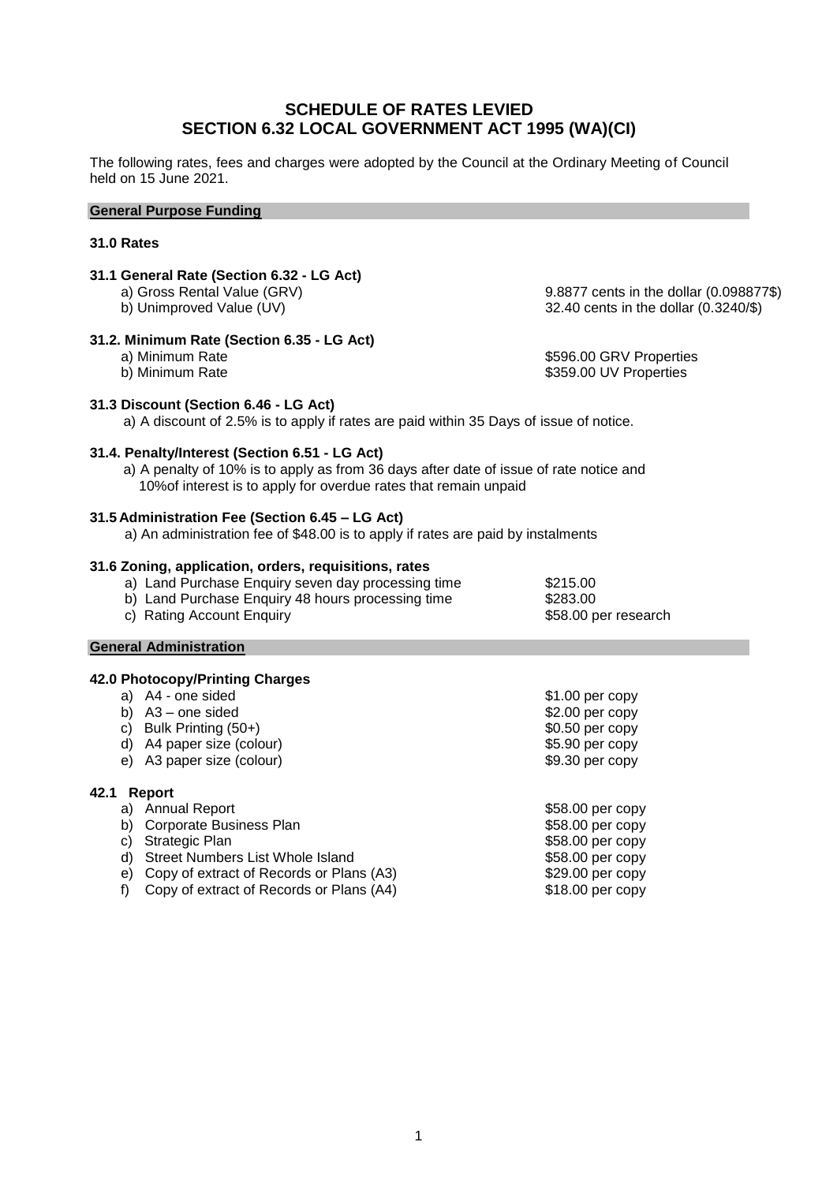# SCHEDULE OF RATES LEVIED
# SECTION 6.32 LOCAL GOVERNMENT ACT 1995 (WA)(CI)

The following rates, fees and charges were adopted by the Council at the Ordinary Meeting of Council held on 15 June 2021.

## General Purpose Funding

### 31.0 Rates

**31.1 General Rate (Section 6.32 - LG Act)**

| | |
|---|---|
| a) Gross Rental Value (GRV) | 9.8877 cents in the dollar (0.098877$) |
| b) Unimproved Value (UV) | 32.40 cents in the dollar (0.3240/$) |

**31.2. Minimum Rate (Section 6.35 - LG Act)**

| | |
|---|---|
| a) Minimum Rate | $596.00 GRV Properties |
| b) Minimum Rate | $359.00 UV Properties |

**31.3 Discount (Section 6.46 - LG Act)**

a) A discount of 2.5% is to apply if rates are paid within 35 Days of issue of notice.

**31.4. Penalty/Interest (Section 6.51 - LG Act)**

a) A penalty of 10% is to apply as from 36 days after date of issue of rate notice and 10%of interest is to apply for overdue rates that remain unpaid

**31.5 Administration Fee (Section 6.45 – LG Act)**

a) An administration fee of $48.00 is to apply if rates are paid by instalments

**31.6 Zoning, application, orders, requisitions, rates**

| | |
|---|---|
| a) Land Purchase Enquiry seven day processing time | $215.00 |
| b) Land Purchase Enquiry 48 hours processing time | $283.00 |
| c) Rating Account Enquiry | $58.00 per research |

## General Administration

**42.0 Photocopy/Printing Charges**

| | |
|---|---|
| a) A4 - one sided | $1.00 per copy |
| b) A3 – one sided | $2.00 per copy |
| c) Bulk Printing (50+) | $0.50 per copy |
| d) A4 paper size (colour) | $5.90 per copy |
| e) A3 paper size (colour) | $9.30 per copy |

**42.1 Report**

| | |
|---|---|
| a) Annual Report | $58.00 per copy |
| b) Corporate Business Plan | $58.00 per copy |
| c) Strategic Plan | $58.00 per copy |
| d) Street Numbers List Whole Island | $58.00 per copy |
| e) Copy of extract of Records or Plans (A3) | $29.00 per copy |
| f) Copy of extract of Records or Plans (A4) | $18.00 per copy |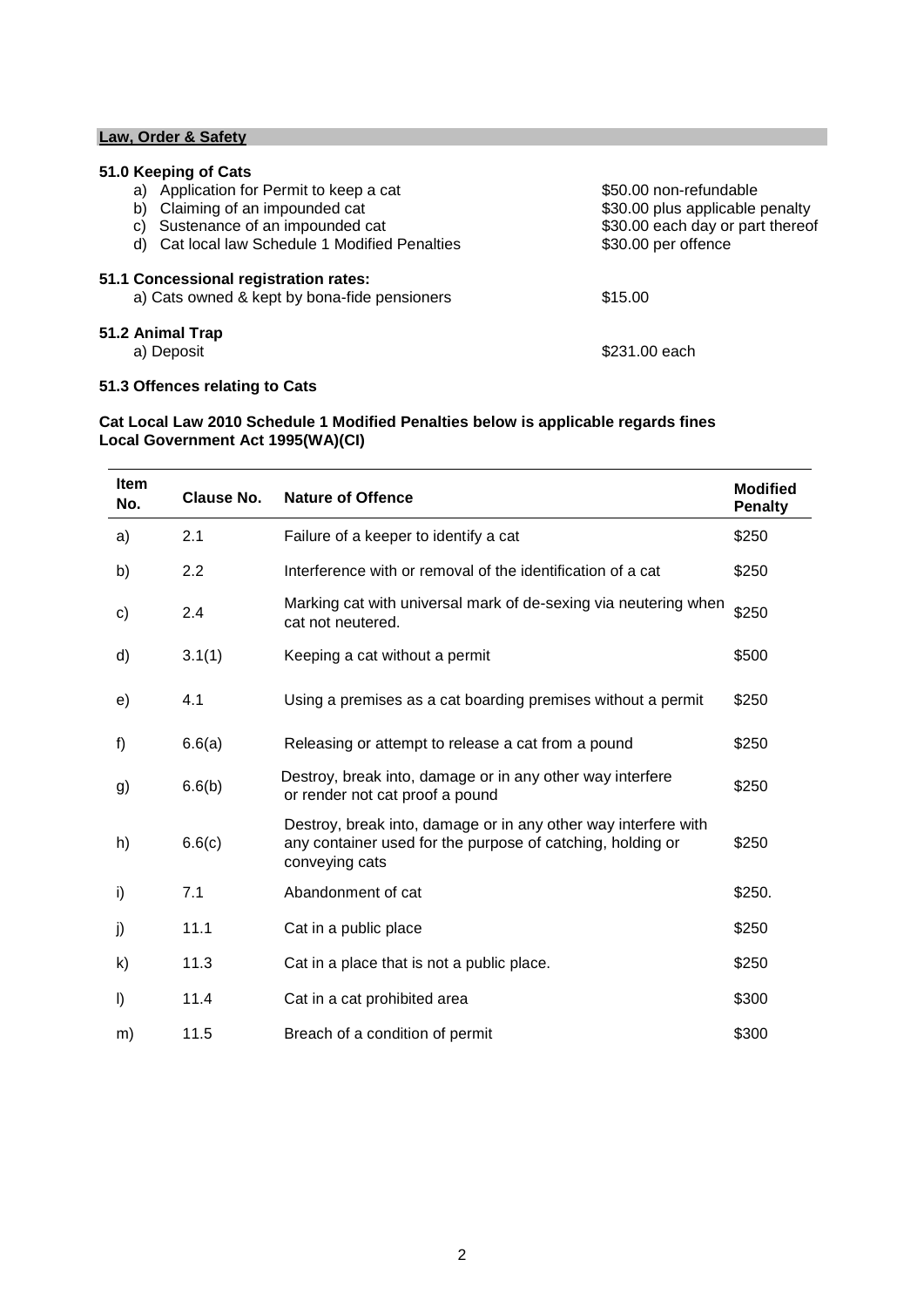## Law, Order & Safety

### 51.0 Keeping of Cats

| | |
|---|---|
| a) Application for Permit to keep a cat | $50.00 non-refundable |
| b) Claiming of an impounded cat | $30.00 plus applicable penalty |
| c) Sustenance of an impounded cat | $30.00 each day or part thereof |
| d) Cat local law Schedule 1 Modified Penalties | $30.00 per offence |

### 51.1 Concessional registration rates:

| | |
|---|---|
| a) Cats owned & kept by bona-fide pensioners | $15.00 |

### 51.2 Animal Trap

| | |
|---|---|
| a) Deposit | $231.00 each |

### 51.3 Offences relating to Cats

**Cat Local Law 2010 Schedule 1 Modified Penalties below is applicable regards fines Local Government Act 1995(WA)(CI)**

| Item No. | Clause No. | Nature of Offence | Modified Penalty |
|---|---|---|---|
| a) | 2.1 | Failure of a keeper to identify a cat | $250 |
| b) | 2.2 | Interference with or removal of the identification of a cat | $250 |
| c) | 2.4 | Marking cat with universal mark of de-sexing via neutering when cat not neutered. | $250 |
| d) | 3.1(1) | Keeping a cat without a permit | $500 |
| e) | 4.1 | Using a premises as a cat boarding premises without a permit | $250 |
| f) | 6.6(a) | Releasing or attempt to release a cat from a pound | $250 |
| g) | 6.6(b) | Destroy, break into, damage or in any other way interfere or render not cat proof a pound | $250 |
| h) | 6.6(c) | Destroy, break into, damage or in any other way interfere with any container used for the purpose of catching, holding or conveying cats | $250 |
| i) | 7.1 | Abandonment of cat | $250. |
| j) | 11.1 | Cat in a public place | $250 |
| k) | 11.3 | Cat in a place that is not a public place. | $250 |
| l) | 11.4 | Cat in a cat prohibited area | $300 |
| m) | 11.5 | Breach of a condition of permit | $300 |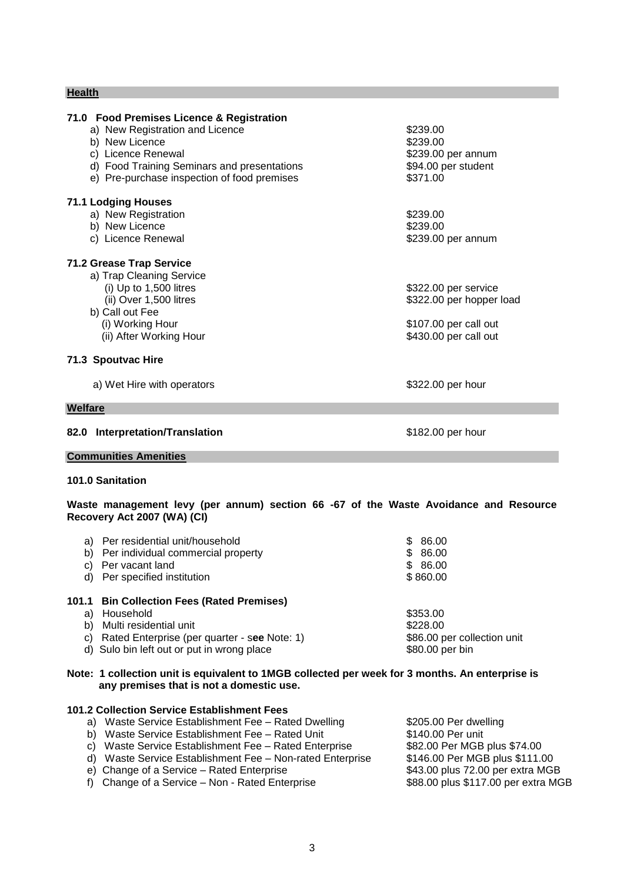## Health

**71.0 Food Premises Licence & Registration**

| | |
|---|---|
| a) New Registration and Licence | $239.00 |
| b) New Licence | $239.00 |
| c) Licence Renewal | $239.00 per annum |
| d) Food Training Seminars and presentations | $94.00 per student |
| e) Pre-purchase inspection of food premises | $371.00 |

**71.1 Lodging Houses**

| | |
|---|---|
| a) New Registration | $239.00 |
| b) New Licence | $239.00 |
| c) Licence Renewal | $239.00 per annum |

**71.2 Grease Trap Service**

| | |
|---|---|
| a) Trap Cleaning Service | |
| (i) Up to 1,500 litres | $322.00 per service |
| (ii) Over 1,500 litres | $322.00 per hopper load |
| b) Call out Fee | |
| (i) Working Hour | $107.00 per call out |
| (ii) After Working Hour | $430.00 per call out |

**71.3 Spoutvac Hire**

| | |
|---|---|
| a) Wet Hire with operators | $322.00 per hour |

## Welfare

| | |
|---|---|
| **82.0 Interpretation/Translation** | $182.00 per hour |

## Communities Amenities

**101.0 Sanitation**

**Waste management levy (per annum) section 66 -67 of the Waste Avoidance and Resource Recovery Act 2007 (WA) (CI)**

| | |
|---|---|
| a) Per residential unit/household | $ 86.00 |
| b) Per individual commercial property | $ 86.00 |
| c) Per vacant land | $ 86.00 |
| d) Per specified institution | $ 860.00 |

**101.1 Bin Collection Fees (Rated Premises)**

| | |
|---|---|
| a) Household | $353.00 |
| b) Multi residential unit | $228.00 |
| c) Rated Enterprise (per quarter - s**ee** Note: 1) | $86.00 per collection unit |
| d) Sulo bin left out or put in wrong place | $80.00 per bin |

**Note: 1 collection unit is equivalent to 1MGB collected per week for 3 months. An enterprise is any premises that is not a domestic use.**

**101.2 Collection Service Establishment Fees**

| | |
|---|---|
| a) Waste Service Establishment Fee – Rated Dwelling | $205.00 Per dwelling |
| b) Waste Service Establishment Fee – Rated Unit | $140.00 Per unit |
| c) Waste Service Establishment Fee – Rated Enterprise | $82.00 Per MGB plus $74.00 |
| d) Waste Service Establishment Fee – Non-rated Enterprise | $146.00 Per MGB plus $111.00 |
| e) Change of a Service – Rated Enterprise | $43.00 plus 72.00 per extra MGB |
| f) Change of a Service – Non - Rated Enterprise | $88.00 plus $117.00 per extra MGB |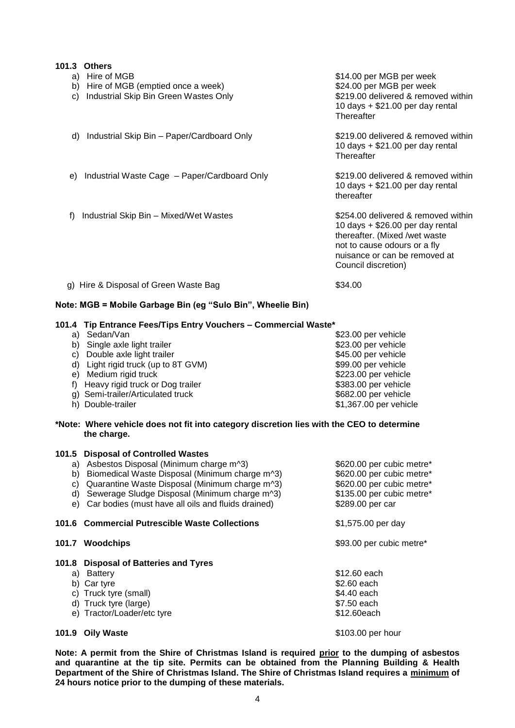### 101.3 Others

| | |
|---|---|
| a) Hire of MGB | \$14.00 per MGB per week |
| b) Hire of MGB (emptied once a week) | \$24.00 per MGB per week |
| c) Industrial Skip Bin Green Wastes Only | \$219.00 delivered & removed within 10 days + \$21.00 per day rental Thereafter |
| d) Industrial Skip Bin – Paper/Cardboard Only | \$219.00 delivered & removed within 10 days + \$21.00 per day rental Thereafter |
| e) Industrial Waste Cage – Paper/Cardboard Only | \$219.00 delivered & removed within 10 days + \$21.00 per day rental thereafter |
| f) Industrial Skip Bin – Mixed/Wet Wastes | \$254.00 delivered & removed within 10 days + \$26.00 per day rental thereafter. (Mixed /wet waste not to cause odours or a fly nuisance or can be removed at Council discretion) |
| g) Hire & Disposal of Green Waste Bag | \$34.00 |

**Note: MGB = Mobile Garbage Bin (eg "Sulo Bin", Wheelie Bin)**

### 101.4 Tip Entrance Fees/Tips Entry Vouchers – Commercial Waste*

| | |
|---|---|
| a) Sedan/Van | \$23.00 per vehicle |
| b) Single axle light trailer | \$23.00 per vehicle |
| c) Double axle light trailer | \$45.00 per vehicle |
| d) Light rigid truck (up to 8T GVM) | \$99.00 per vehicle |
| e) Medium rigid truck | \$223.00 per vehicle |
| f) Heavy rigid truck or Dog trailer | \$383.00 per vehicle |
| g) Semi-trailer/Articulated truck | \$682.00 per vehicle |
| h) Double-trailer | \$1,367.00 per vehicle |

**\*Note: Where vehicle does not fit into category discretion lies with the CEO to determine the charge.**

### 101.5 Disposal of Controlled Wastes

| | |
|---|---|
| a) Asbestos Disposal (Minimum charge m^3) | \$620.00 per cubic metre* |
| b) Biomedical Waste Disposal (Minimum charge m^3) | \$620.00 per cubic metre* |
| c) Quarantine Waste Disposal (Minimum charge m^3) | \$620.00 per cubic metre* |
| d) Sewerage Sludge Disposal (Minimum charge m^3) | \$135.00 per cubic metre* |
| e) Car bodies (must have all oils and fluids drained) | \$289.00 per car |

### 101.6 Commercial Putrescible Waste Collections — \$1,575.00 per day

### 101.7 Woodchips — \$93.00 per cubic metre*

### 101.8 Disposal of Batteries and Tyres

| | |
|---|---|
| a) Battery | \$12.60 each |
| b) Car tyre | \$2.60 each |
| c) Truck tyre (small) | \$4.40 each |
| d) Truck tyre (large) | \$7.50 each |
| e) Tractor/Loader/etc tyre | \$12.60each |

### 101.9 Oily Waste — \$103.00 per hour

**Note: A permit from the Shire of Christmas Island is required <u>prior</u> to the dumping of asbestos and quarantine at the tip site. Permits can be obtained from the Planning Building & Health Department of the Shire of Christmas Island. The Shire of Christmas Island requires a <u>minimum</u> of 24 hours notice prior to the dumping of these materials.**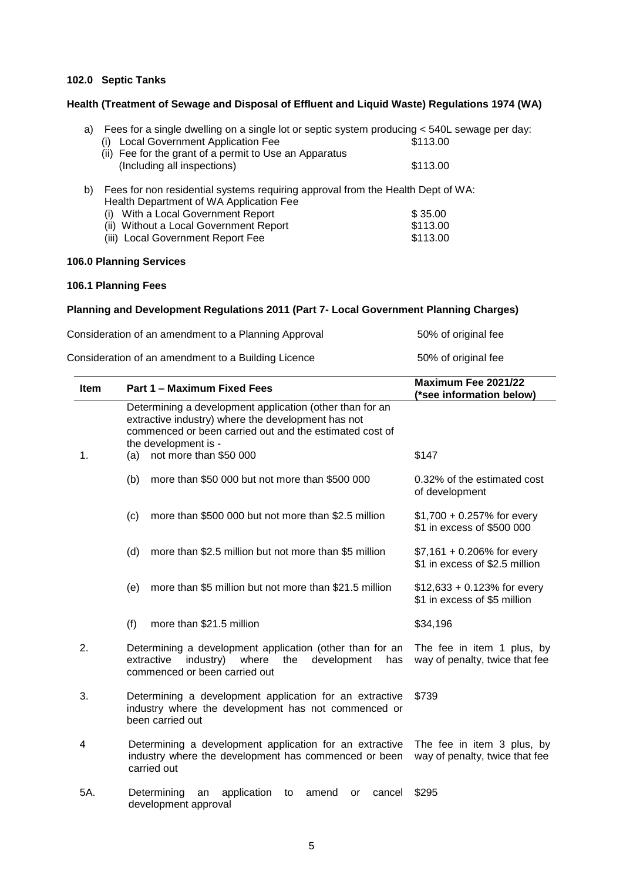### 102.0 Septic Tanks

**Health (Treatment of Sewage and Disposal of Effluent and Liquid Waste) Regulations 1974 (WA)**

a) Fees for a single dwelling on a single lot or septic system producing < 540L sewage per day:

| | |
|---|---|
| (i) Local Government Application Fee | $113.00 |
| (ii) Fee for the grant of a permit to Use an Apparatus (Including all inspections) | $113.00 |

b) Fees for non residential systems requiring approval from the Health Dept of WA:
Health Department of WA Application Fee

| | |
|---|---|
| (i) With a Local Government Report | $ 35.00 |
| (ii) Without a Local Government Report | $113.00 |
| (iii) Local Government Report Fee | $113.00 |

### 106.0 Planning Services

### 106.1 Planning Fees

**Planning and Development Regulations 2011 (Part 7- Local Government Planning Charges)**

| | |
|---|---|
| Consideration of an amendment to a Planning Approval | 50% of original fee |
| Consideration of an amendment to a Building Licence | 50% of original fee |

| Item | Part 1 – Maximum Fixed Fees | Maximum Fee 2021/22 (*see information below) |
|---|---|---|
| 1. | Determining a development application (other than for an extractive industry) where the development has not commenced or been carried out and the estimated cost of the development is - | |
| | (a) not more than $50 000 | $147 |
| | (b) more than $50 000 but not more than $500 000 | 0.32% of the estimated cost of development |
| | (c) more than $500 000 but not more than $2.5 million | $1,700 + 0.257% for every $1 in excess of $500 000 |
| | (d) more than $2.5 million but not more than $5 million | $7,161 + 0.206% for every $1 in excess of $2.5 million |
| | (e) more than $5 million but not more than $21.5 million | $12,633 + 0.123% for every $1 in excess of $5 million |
| | (f) more than $21.5 million | $34,196 |
| 2. | Determining a development application (other than for an extractive industry) where the development has commenced or been carried out | The fee in item 1 plus, by way of penalty, twice that fee |
| 3. | Determining a development application for an extractive industry where the development has not commenced or been carried out | $739 |
| 4 | Determining a development application for an extractive industry where the development has commenced or been carried out | The fee in item 3 plus, by way of penalty, twice that fee |
| 5A. | Determining an application to amend or cancel development approval | $295 |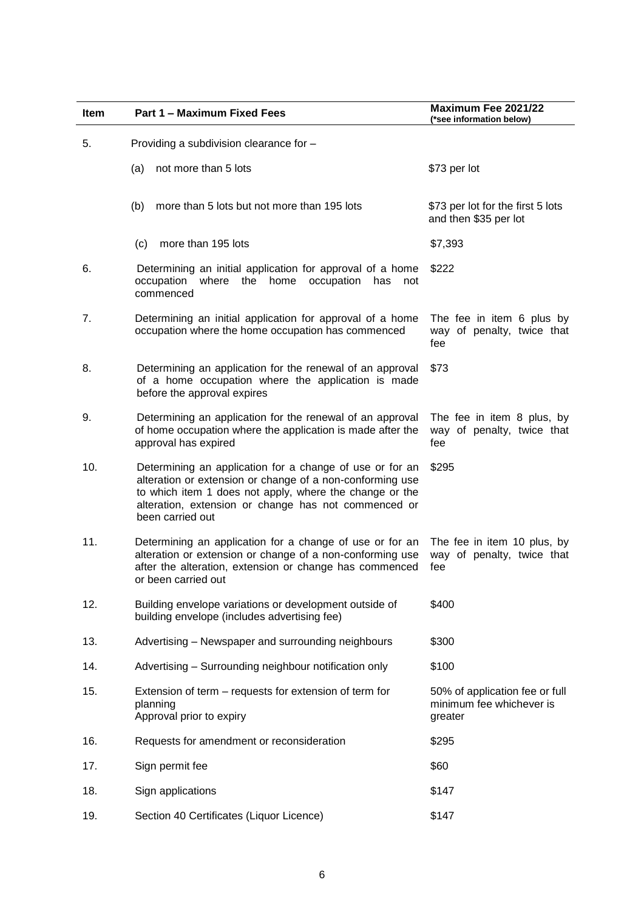| Item | Part 1 – Maximum Fixed Fees | Maximum Fee 2021/22 (*see information below) |
|---|---|---|
| 5. | Providing a subdivision clearance for – | |
| | (a) not more than 5 lots | $73 per lot |
| | (b) more than 5 lots but not more than 195 lots | $73 per lot for the first 5 lots and then $35 per lot |
| | (c) more than 195 lots | $7,393 |
| 6. | Determining an initial application for approval of a home occupation where the home occupation has not commenced | $222 |
| 7. | Determining an initial application for approval of a home occupation where the home occupation has commenced | The fee in item 6 plus by way of penalty, twice that fee |
| 8. | Determining an application for the renewal of an approval of a home occupation where the application is made before the approval expires | $73 |
| 9. | Determining an application for the renewal of an approval of home occupation where the application is made after the approval has expired | The fee in item 8 plus, by way of penalty, twice that fee |
| 10. | Determining an application for a change of use or for an alteration or extension or change of a non-conforming use to which item 1 does not apply, where the change or the alteration, extension or change has not commenced or been carried out | $295 |
| 11. | Determining an application for a change of use or for an alteration or extension or change of a non-conforming use after the alteration, extension or change has commenced or been carried out | The fee in item 10 plus, by way of penalty, twice that fee |
| 12. | Building envelope variations or development outside of building envelope (includes advertising fee) | $400 |
| 13. | Advertising – Newspaper and surrounding neighbours | $300 |
| 14. | Advertising – Surrounding neighbour notification only | $100 |
| 15. | Extension of term – requests for extension of term for planning Approval prior to expiry | 50% of application fee or full minimum fee whichever is greater |
| 16. | Requests for amendment or reconsideration | $295 |
| 17. | Sign permit fee | $60 |
| 18. | Sign applications | $147 |
| 19. | Section 40 Certificates (Liquor Licence) | $147 |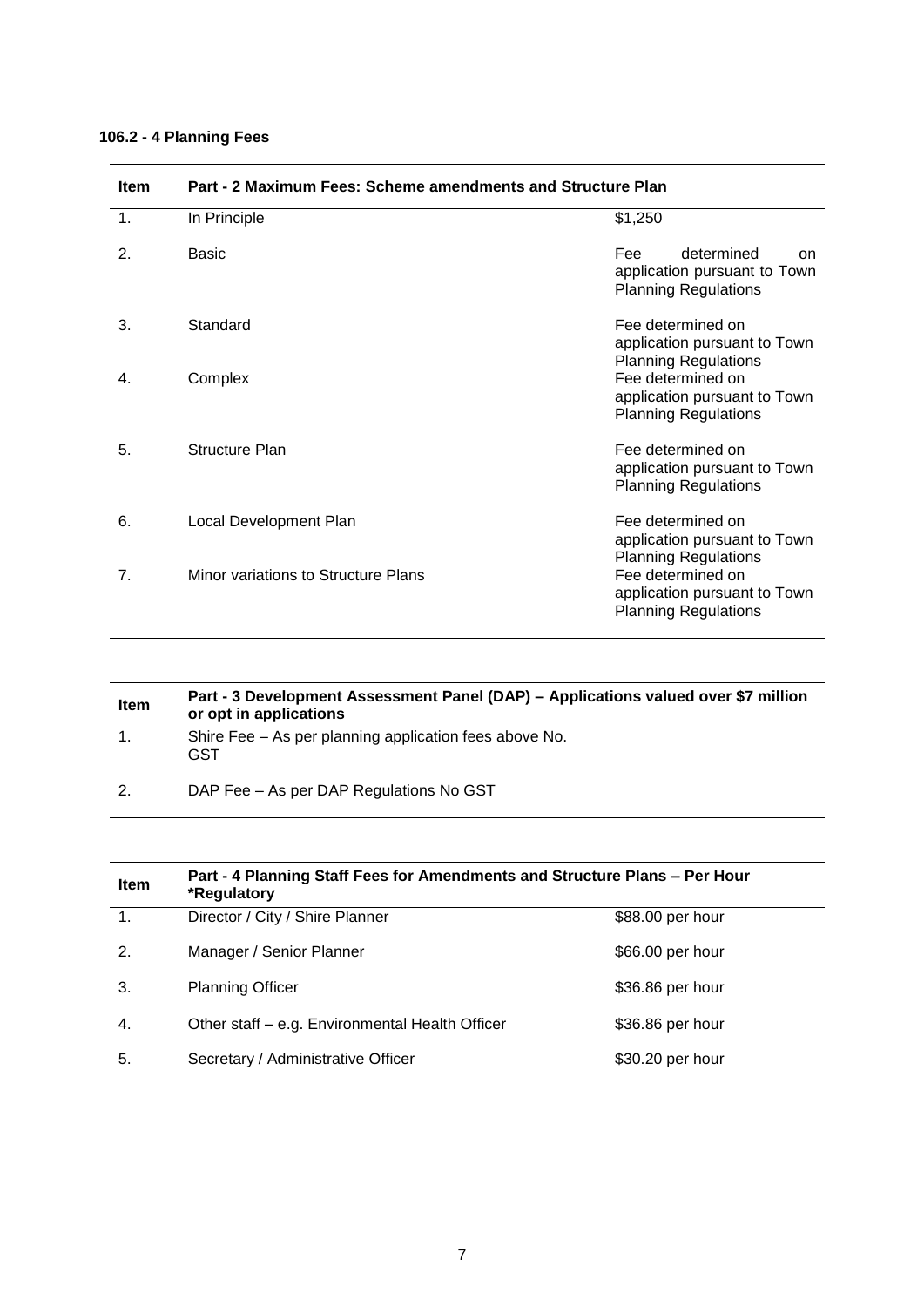**106.2 - 4 Planning Fees**

| Item | Part - 2 Maximum Fees: Scheme amendments and Structure Plan | |
|---|---|---|
| 1. | In Principle | $1,250 |
| 2. | Basic | Fee determined on application pursuant to Town Planning Regulations |
| 3. | Standard | Fee determined on application pursuant to Town Planning Regulations |
| 4. | Complex | Fee determined on application pursuant to Town Planning Regulations |
| 5. | Structure Plan | Fee determined on application pursuant to Town Planning Regulations |
| 6. | Local Development Plan | Fee determined on application pursuant to Town Planning Regulations |
| 7. | Minor variations to Structure Plans | Fee determined on application pursuant to Town Planning Regulations |

| Item | Part - 3 Development Assessment Panel (DAP) – Applications valued over $7 million or opt in applications |
|---|---|
| 1. | Shire Fee – As per planning application fees above No. GST |
| 2. | DAP Fee – As per DAP Regulations No GST |

| Item | Part - 4 Planning Staff Fees for Amendments and Structure Plans – Per Hour *Regulatory | |
|---|---|---|
| 1. | Director / City / Shire Planner | $88.00 per hour |
| 2. | Manager / Senior Planner | $66.00 per hour |
| 3. | Planning Officer | $36.86 per hour |
| 4. | Other staff – e.g. Environmental Health Officer | $36.86 per hour |
| 5. | Secretary / Administrative Officer | $30.20 per hour |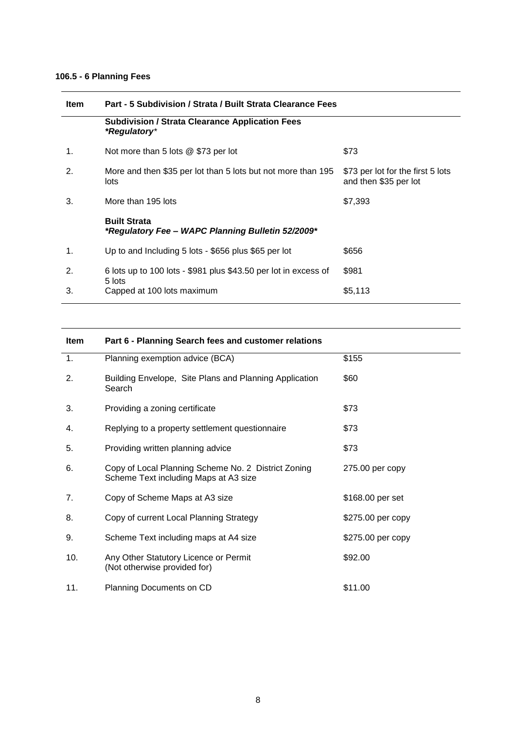**106.5 - 6 Planning Fees**

| Item | Part - 5 Subdivision / Strata / Built Strata Clearance Fees | |
|---|---|---|
| | **Subdivision / Strata Clearance Application Fees** ***Regulatory*** | |
| 1. | Not more than 5 lots @ $73 per lot | $73 |
| 2. | More and then $35 per lot than 5 lots but not more than 195 lots | $73 per lot for the first 5 lots and then $35 per lot |
| 3. | More than 195 lots | $7,393 |
| | **Built Strata** ***\*Regulatory Fee – WAPC Planning Bulletin 52/2009\**** | |
| 1. | Up to and Including 5 lots - $656 plus $65 per lot | $656 |
| 2. | 6 lots up to 100 lots - $981 plus $43.50 per lot in excess of 5 lots | $981 |
| 3. | Capped at 100 lots maximum | $5,113 |

| Item | Part 6 - Planning Search fees and customer relations | |
|---|---|---|
| 1. | Planning exemption advice (BCA) | $155 |
| 2. | Building Envelope, Site Plans and Planning Application Search | $60 |
| 3. | Providing a zoning certificate | $73 |
| 4. | Replying to a property settlement questionnaire | $73 |
| 5. | Providing written planning advice | $73 |
| 6. | Copy of Local Planning Scheme No. 2 District Zoning Scheme Text including Maps at A3 size | 275.00 per copy |
| 7. | Copy of Scheme Maps at A3 size | $168.00 per set |
| 8. | Copy of current Local Planning Strategy | $275.00 per copy |
| 9. | Scheme Text including maps at A4 size | $275.00 per copy |
| 10. | Any Other Statutory Licence or Permit (Not otherwise provided for) | $92.00 |
| 11. | Planning Documents on CD | $11.00 |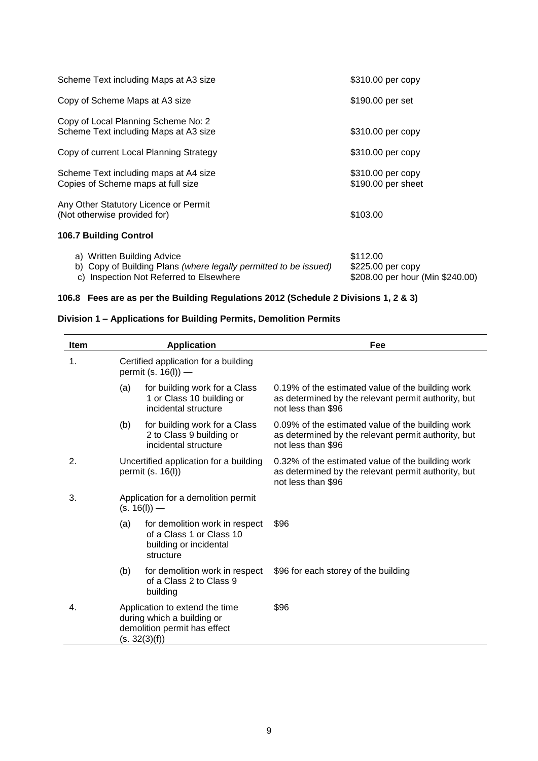| | |
|---|---|
| Scheme Text including Maps at A3 size | $310.00 per copy |
| Copy of Scheme Maps at A3 size | $190.00 per set |
| Copy of Local Planning Scheme No: 2 Scheme Text including Maps at A3 size | $310.00 per copy |
| Copy of current Local Planning Strategy | $310.00 per copy |
| Scheme Text including maps at A4 size | $310.00 per copy |
| Copies of Scheme maps at full size | $190.00 per sheet |
| Any Other Statutory Licence or Permit (Not otherwise provided for) | $103.00 |

### 106.7 Building Control

| | |
|---|---|
| a) Written Building Advice | $112.00 |
| b) Copy of Building Plans *(where legally permitted to be issued)* | $225.00 per copy |
| c) Inspection Not Referred to Elsewhere | $208.00 per hour (Min $240.00) |

### 106.8 Fees are as per the Building Regulations 2012 (Schedule 2 Divisions 1, 2 & 3)

### Division 1 – Applications for Building Permits, Demolition Permits

| Item | | Application | Fee |
|---|---|---|---|
| 1. | | Certified application for a building permit (s. 16(l)) — | |
| | (a) | for building work for a Class 1 or Class 10 building or incidental structure | 0.19% of the estimated value of the building work as determined by the relevant permit authority, but not less than $96 |
| | (b) | for building work for a Class 2 to Class 9 building or incidental structure | 0.09% of the estimated value of the building work as determined by the relevant permit authority, but not less than $96 |
| 2. | | Uncertified application for a building permit (s. 16(l)) | 0.32% of the estimated value of the building work as determined by the relevant permit authority, but not less than $96 |
| 3. | | Application for a demolition permit (s. 16(l)) — | |
| | (a) | for demolition work in respect of a Class 1 or Class 10 building or incidental structure | $96 |
| | (b) | for demolition work in respect of a Class 2 to Class 9 building | $96 for each storey of the building |
| 4. | | Application to extend the time during which a building or demolition permit has effect (s. 32(3)(f)) | $96 |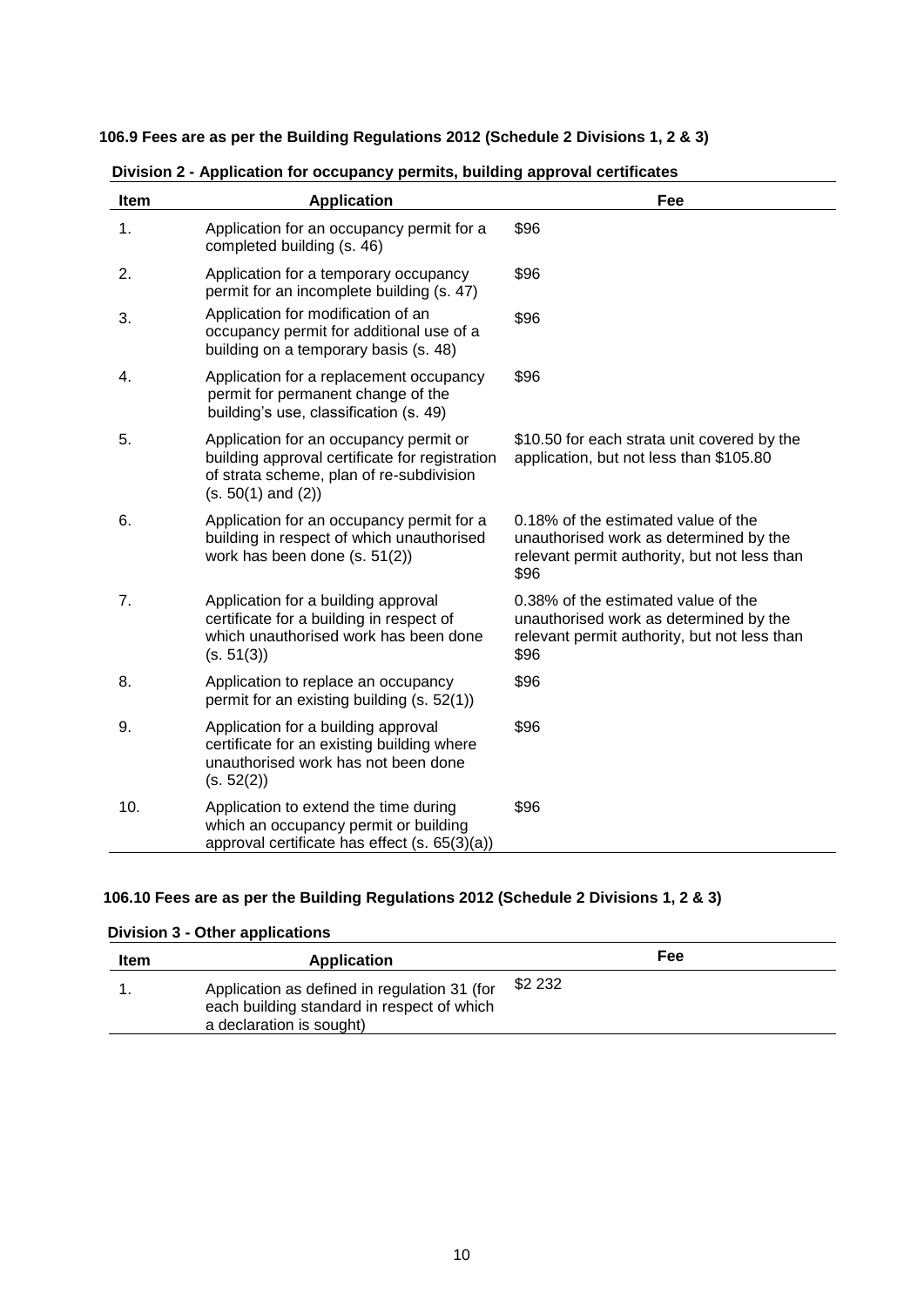**106.9 Fees are as per the Building Regulations 2012 (Schedule 2 Divisions 1, 2 & 3)**

**Division 2 - Application for occupancy permits, building approval certificates**

| Item | Application | Fee |
|---|---|---|
| 1. | Application for an occupancy permit for a completed building (s. 46) | $96 |
| 2. | Application for a temporary occupancy permit for an incomplete building (s. 47) | $96 |
| 3. | Application for modification of an occupancy permit for additional use of a building on a temporary basis (s. 48) | $96 |
| 4. | Application for a replacement occupancy permit for permanent change of the building's use, classification (s. 49) | $96 |
| 5. | Application for an occupancy permit or building approval certificate for registration of strata scheme, plan of re-subdivision (s. 50(1) and (2)) | $10.50 for each strata unit covered by the application, but not less than $105.80 |
| 6. | Application for an occupancy permit for a building in respect of which unauthorised work has been done (s. 51(2)) | 0.18% of the estimated value of the unauthorised work as determined by the relevant permit authority, but not less than $96 |
| 7. | Application for a building approval certificate for a building in respect of which unauthorised work has been done (s. 51(3)) | 0.38% of the estimated value of the unauthorised work as determined by the relevant permit authority, but not less than $96 |
| 8. | Application to replace an occupancy permit for an existing building (s. 52(1)) | $96 |
| 9. | Application for a building approval certificate for an existing building where unauthorised work has not been done (s. 52(2)) | $96 |
| 10. | Application to extend the time during which an occupancy permit or building approval certificate has effect (s. 65(3)(a)) | $96 |

**106.10 Fees are as per the Building Regulations 2012 (Schedule 2 Divisions 1, 2 & 3)**

**Division 3 - Other applications**

| Item | Application | Fee |
|---|---|---|
| 1. | Application as defined in regulation 31 (for each building standard in respect of which a declaration is sought) | $2 232 |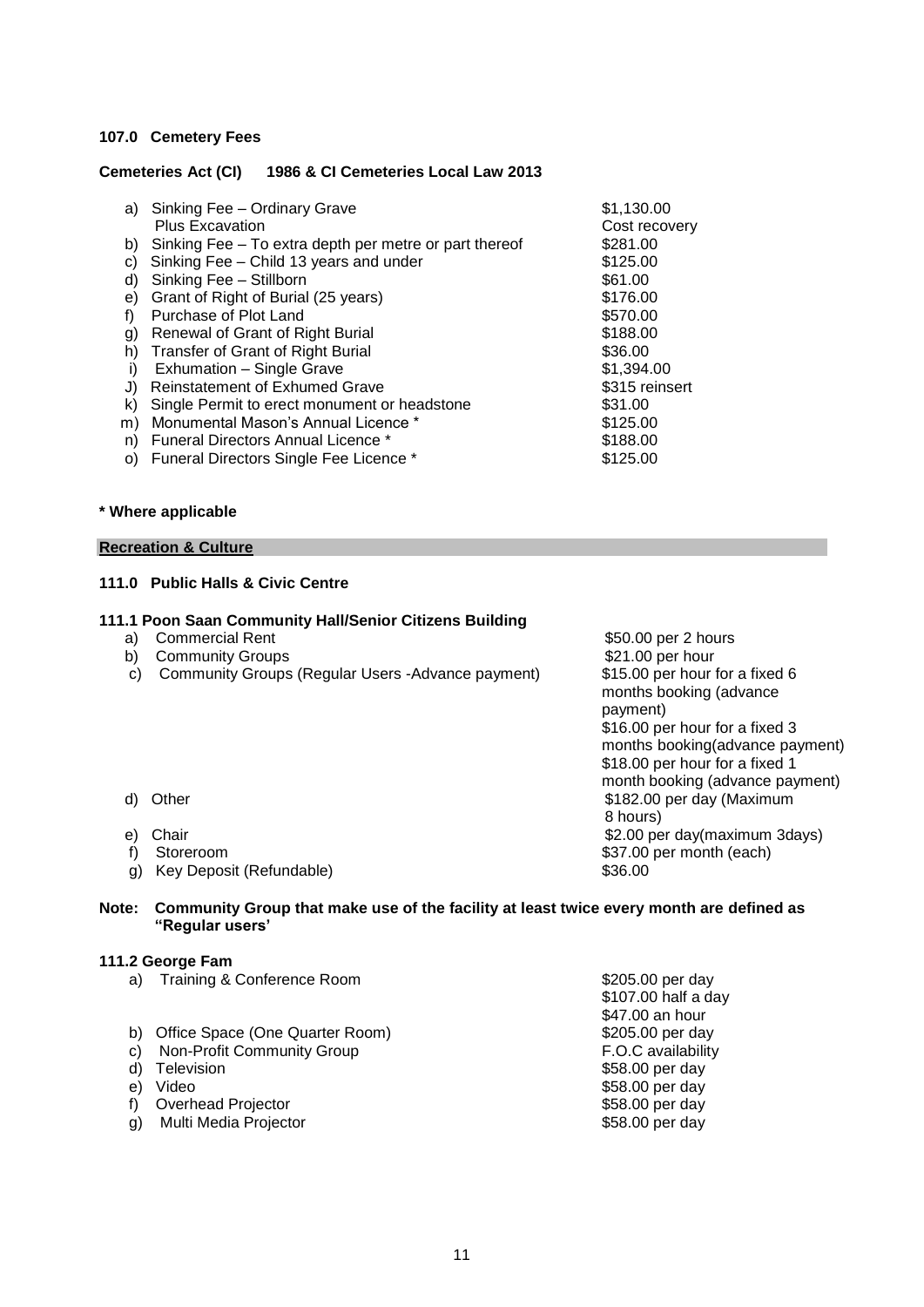**107.0 Cemetery Fees**

**Cemeteries Act (CI) 1986 & CI Cemeteries Local Law 2013**

| | Item | Fee |
|---|---|---|
| a) | Sinking Fee – Ordinary Grave | $1,130.00 |
| | Plus Excavation | Cost recovery |
| b) | Sinking Fee – To extra depth per metre or part thereof | $281.00 |
| c) | Sinking Fee – Child 13 years and under | $125.00 |
| d) | Sinking Fee – Stillborn | $61.00 |
| e) | Grant of Right of Burial (25 years) | $176.00 |
| f) | Purchase of Plot Land | $570.00 |
| g) | Renewal of Grant of Right Burial | $188.00 |
| h) | Transfer of Grant of Right Burial | $36.00 |
| i) | Exhumation – Single Grave | $1,394.00 |
| J) | Reinstatement of Exhumed Grave | $315 reinsert |
| k) | Single Permit to erect monument or headstone | $31.00 |
| m) | Monumental Mason's Annual Licence * | $125.00 |
| n) | Funeral Directors Annual Licence * | $188.00 |
| o) | Funeral Directors Single Fee Licence * | $125.00 |

**\* Where applicable**

**Recreation & Culture**

**111.0 Public Halls & Civic Centre**

**111.1 Poon Saan Community Hall/Senior Citizens Building**

| | Item | Fee |
|---|---|---|
| a) | Commercial Rent | $50.00 per 2 hours |
| b) | Community Groups | $21.00 per hour |
| c) | Community Groups (Regular Users -Advance payment) | $15.00 per hour for a fixed 6 months booking (advance payment)<br>$16.00 per hour for a fixed 3 months booking(advance payment)<br>$18.00 per hour for a fixed 1 month booking (advance payment) |
| d) | Other | $182.00 per day (Maximum 8 hours) |
| e) | Chair | $2.00 per day(maximum 3days) |
| f) | Storeroom | $37.00 per month (each) |
| g) | Key Deposit (Refundable) | $36.00 |

**Note: Community Group that make use of the facility at least twice every month are defined as "Regular users'**

**111.2 George Fam**

| | Item | Fee |
|---|---|---|
| a) | Training & Conference Room | $205.00 per day<br>$107.00 half a day<br>$47.00 an hour |
| b) | Office Space (One Quarter Room) | $205.00 per day |
| c) | Non-Profit Community Group | F.O.C availability |
| d) | Television | $58.00 per day |
| e) | Video | $58.00 per day |
| f) | Overhead Projector | $58.00 per day |
| g) | Multi Media Projector | $58.00 per day |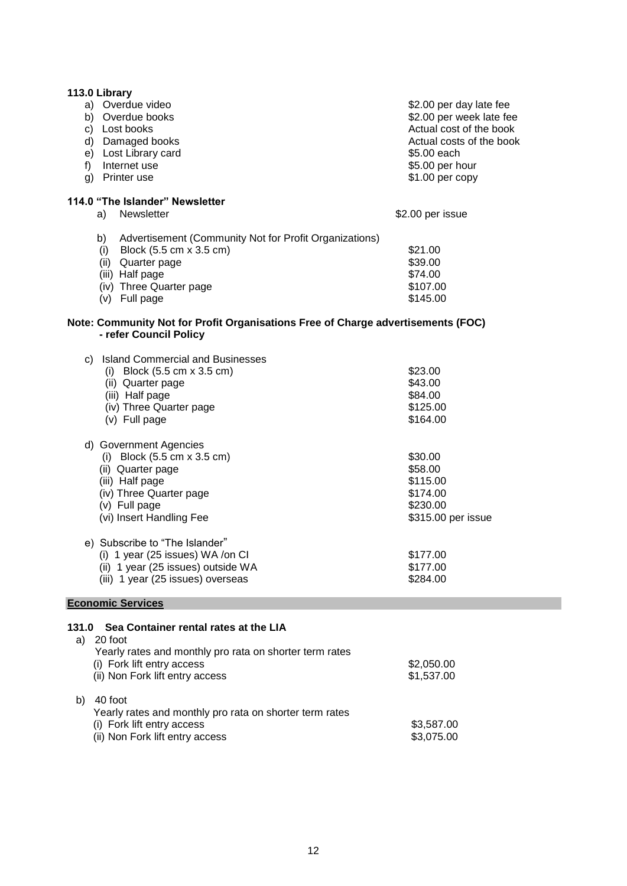**113.0 Library**

| | |
|---|---|
| a) Overdue video | $2.00 per day late fee |
| b) Overdue books | $2.00 per week late fee |
| c) Lost books | Actual cost of the book |
| d) Damaged books | Actual costs of the book |
| e) Lost Library card | $5.00 each |
| f) Internet use | $5.00 per hour |
| g) Printer use | $1.00 per copy |

**114.0 "The Islander" Newsletter**

| | |
|---|---|
| a) Newsletter | $2.00 per issue |
| b) Advertisement (Community Not for Profit Organizations) | |
| (i) Block (5.5 cm x 3.5 cm) | $21.00 |
| (ii) Quarter page | $39.00 |
| (iii) Half page | $74.00 |
| (iv) Three Quarter page | $107.00 |
| (v) Full page | $145.00 |

**Note: Community Not for Profit Organisations Free of Charge advertisements (FOC) - refer Council Policy**

| | |
|---|---|
| c) Island Commercial and Businesses | |
| (i) Block (5.5 cm x 3.5 cm) | $23.00 |
| (ii) Quarter page | $43.00 |
| (iii) Half page | $84.00 |
| (iv) Three Quarter page | $125.00 |
| (v) Full page | $164.00 |
| d) Government Agencies | |
| (i) Block (5.5 cm x 3.5 cm) | $30.00 |
| (ii) Quarter page | $58.00 |
| (iii) Half page | $115.00 |
| (iv) Three Quarter page | $174.00 |
| (v) Full page | $230.00 |
| (vi) Insert Handling Fee | $315.00 per issue |
| e) Subscribe to "The Islander" | |
| (i) 1 year (25 issues) WA /on CI | $177.00 |
| (ii) 1 year (25 issues) outside WA | $177.00 |
| (iii) 1 year (25 issues) overseas | $284.00 |

## Economic Services

**131.0 Sea Container rental rates at the LIA**

| | |
|---|---|
| a) 20 foot | |
| Yearly rates and monthly pro rata on shorter term rates | |
| (i) Fork lift entry access | $2,050.00 |
| (ii) Non Fork lift entry access | $1,537.00 |
| b) 40 foot | |
| Yearly rates and monthly pro rata on shorter term rates | |
| (i) Fork lift entry access | $3,587.00 |
| (ii) Non Fork lift entry access | $3,075.00 |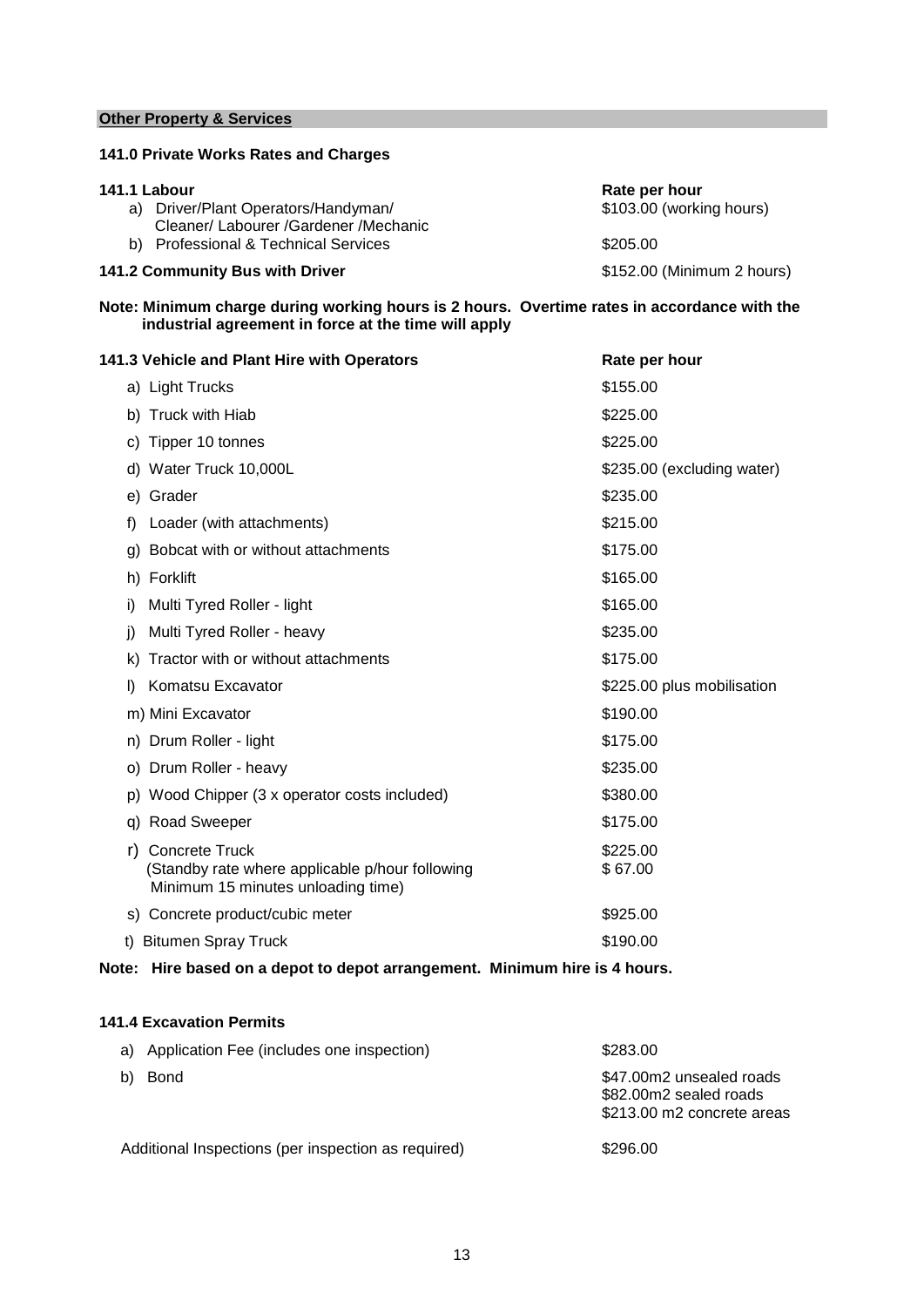## Other Property & Services

### 141.0 Private Works Rates and Charges

| **141.1 Labour** | **Rate per hour** |
|---|---|
| a) Driver/Plant Operators/Handyman/ Cleaner/ Labourer /Gardener /Mechanic | $103.00 (working hours) |
| b) Professional & Technical Services | $205.00 |
| **141.2 Community Bus with Driver** | $152.00 (Minimum 2 hours) |

**Note: Minimum charge during working hours is 2 hours. Overtime rates in accordance with the industrial agreement in force at the time will apply**

| **141.3 Vehicle and Plant Hire with Operators** | **Rate per hour** |
|---|---|
| a) Light Trucks | $155.00 |
| b) Truck with Hiab | $225.00 |
| c) Tipper 10 tonnes | $225.00 |
| d) Water Truck 10,000L | $235.00 (excluding water) |
| e) Grader | $235.00 |
| f) Loader (with attachments) | $215.00 |
| g) Bobcat with or without attachments | $175.00 |
| h) Forklift | $165.00 |
| i) Multi Tyred Roller - light | $165.00 |
| j) Multi Tyred Roller - heavy | $235.00 |
| k) Tractor with or without attachments | $175.00 |
| l) Komatsu Excavator | $225.00 plus mobilisation |
| m) Mini Excavator | $190.00 |
| n) Drum Roller - light | $175.00 |
| o) Drum Roller - heavy | $235.00 |
| p) Wood Chipper (3 x operator costs included) | $380.00 |
| q) Road Sweeper | $175.00 |
| r) Concrete Truck | $225.00 |
| (Standby rate where applicable p/hour following Minimum 15 minutes unloading time) | $ 67.00 |
| s) Concrete product/cubic meter | $925.00 |
| t) Bitumen Spray Truck | $190.00 |

**Note: Hire based on a depot to depot arrangement. Minimum hire is 4 hours.**

### 141.4 Excavation Permits

| | |
|---|---|
| a) Application Fee (includes one inspection) | $283.00 |
| b) Bond | $47.00m2 unsealed roads<br>$82.00m2 sealed roads<br>$213.00 m2 concrete areas |
| Additional Inspections (per inspection as required) | $296.00 |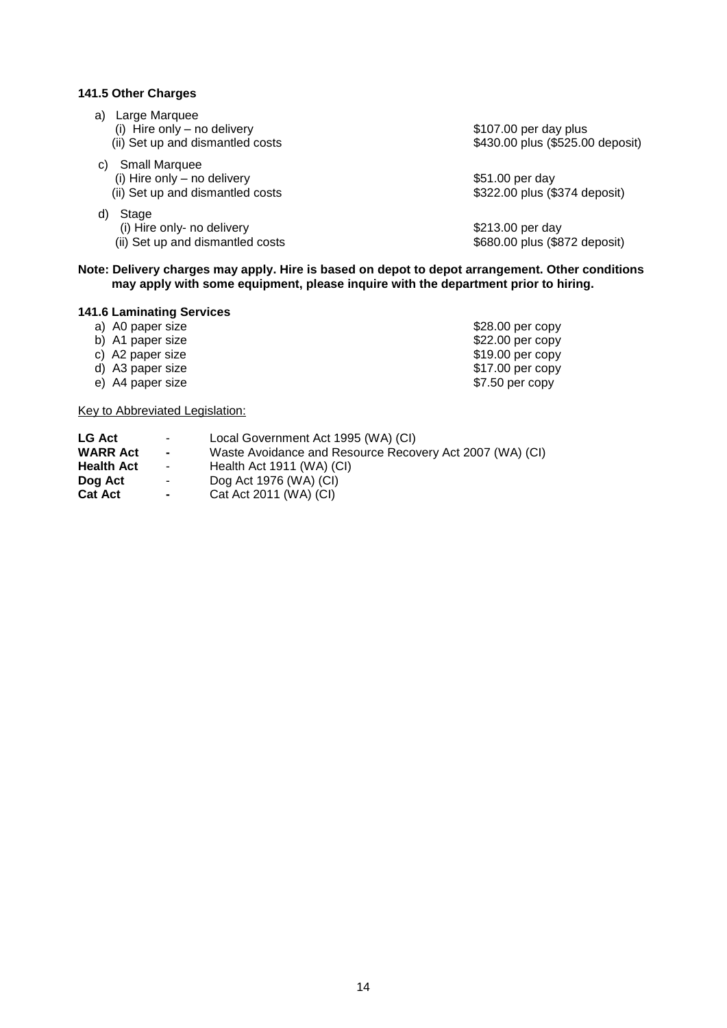**141.5 Other Charges**

| | |
|---|---|
| a) Large Marquee | |
| (i) Hire only – no delivery | $107.00 per day plus |
| (ii) Set up and dismantled costs | $430.00 plus ($525.00 deposit) |
| c) Small Marquee | |
| (i) Hire only – no delivery | $51.00 per day |
| (ii) Set up and dismantled costs | $322.00 plus ($374 deposit) |
| d) Stage | |
| (i) Hire only- no delivery | $213.00 per day |
| (ii) Set up and dismantled costs | $680.00 plus ($872 deposit) |

**Note: Delivery charges may apply. Hire is based on depot to depot arrangement. Other conditions may apply with some equipment, please inquire with the department prior to hiring.**

**141.6 Laminating Services**

| | |
|---|---|
| a) A0 paper size | $28.00 per copy |
| b) A1 paper size | $22.00 per copy |
| c) A2 paper size | $19.00 per copy |
| d) A3 paper size | $17.00 per copy |
| e) A4 paper size | $7.50 per copy |

Key to Abbreviated Legislation:

| | | |
|---|---|---|
| **LG Act** | - | Local Government Act 1995 (WA) (CI) |
| **WARR Act** | - | Waste Avoidance and Resource Recovery Act 2007 (WA) (CI) |
| **Health Act** | - | Health Act 1911 (WA) (CI) |
| **Dog Act** | - | Dog Act 1976 (WA) (CI) |
| **Cat Act** | - | Cat Act 2011 (WA) (CI) |